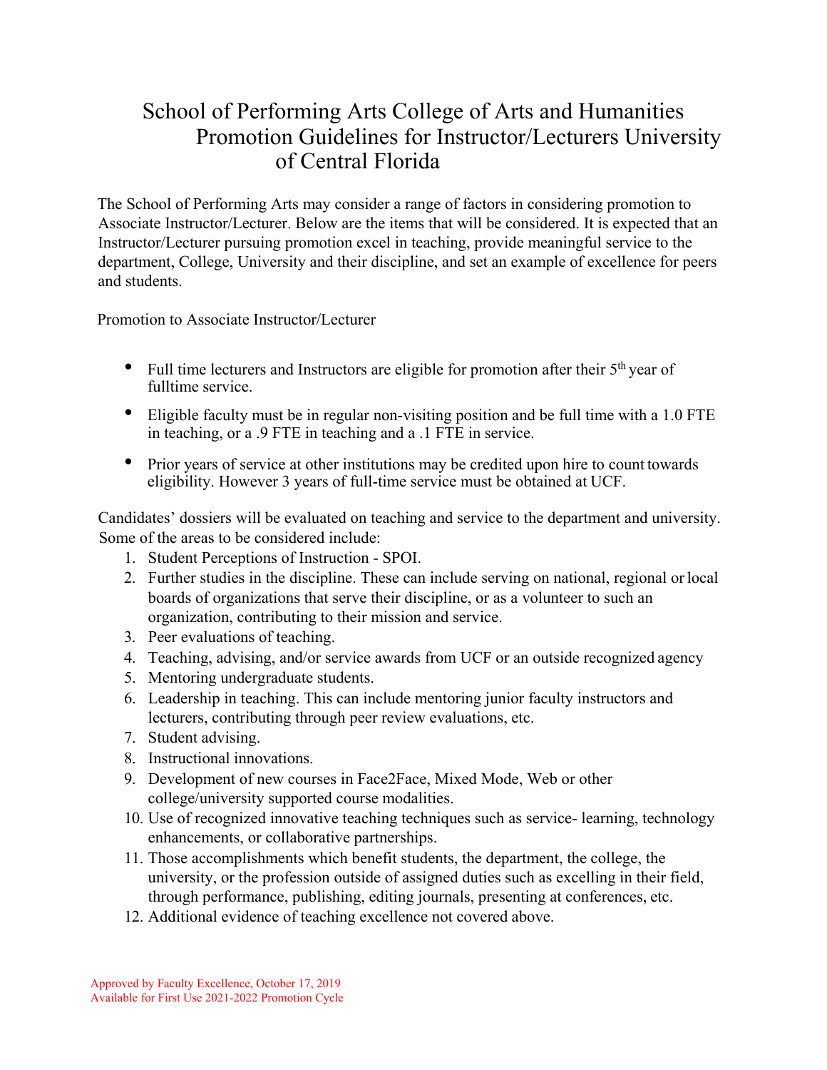# School of Performing Arts College of Arts and Humanities Promotion Guidelines for Instructor/Lecturers University of Central Florida

The School of Performing Arts may consider a range of factors in considering promotion to Associate Instructor/Lecturer. Below are the items that will be considered. It is expected that an Instructor/Lecturer pursuing promotion excel in teaching, provide meaningful service to the department, College, University and their discipline, and set an example of excellence for peers and students.

Promotion to Associate Instructor/Lecturer

- Full time lecturers and Instructors are eligible for promotion after their 5th year of fulltime service.
- Eligible faculty must be in regular non-visiting position and be full time with a 1.0 FTE in teaching, or a .9 FTE in teaching and a .1 FTE in service.
- Prior years of service at other institutions may be credited upon hire to count towards eligibility. However 3 years of full-time service must be obtained at UCF.

Candidates' dossiers will be evaluated on teaching and service to the department and university. Some of the areas to be considered include:

1. Student Perceptions of Instruction - SPOI.
2. Further studies in the discipline. These can include serving on national, regional or local boards of organizations that serve their discipline, or as a volunteer to such an organization, contributing to their mission and service.
3. Peer evaluations of teaching.
4. Teaching, advising, and/or service awards from UCF or an outside recognized agency
5. Mentoring undergraduate students.
6. Leadership in teaching. This can include mentoring junior faculty instructors and lecturers, contributing through peer review evaluations, etc.
7. Student advising.
8. Instructional innovations.
9. Development of new courses in Face2Face, Mixed Mode, Web or other college/university supported course modalities.
10. Use of recognized innovative teaching techniques such as service- learning, technology enhancements, or collaborative partnerships.
11. Those accomplishments which benefit students, the department, the college, the university, or the profession outside of assigned duties such as excelling in their field, through performance, publishing, editing journals, presenting at conferences, etc.
12. Additional evidence of teaching excellence not covered above.

Approved by Faculty Excellence, October 17, 2019
Available for First Use 2021-2022 Promotion Cycle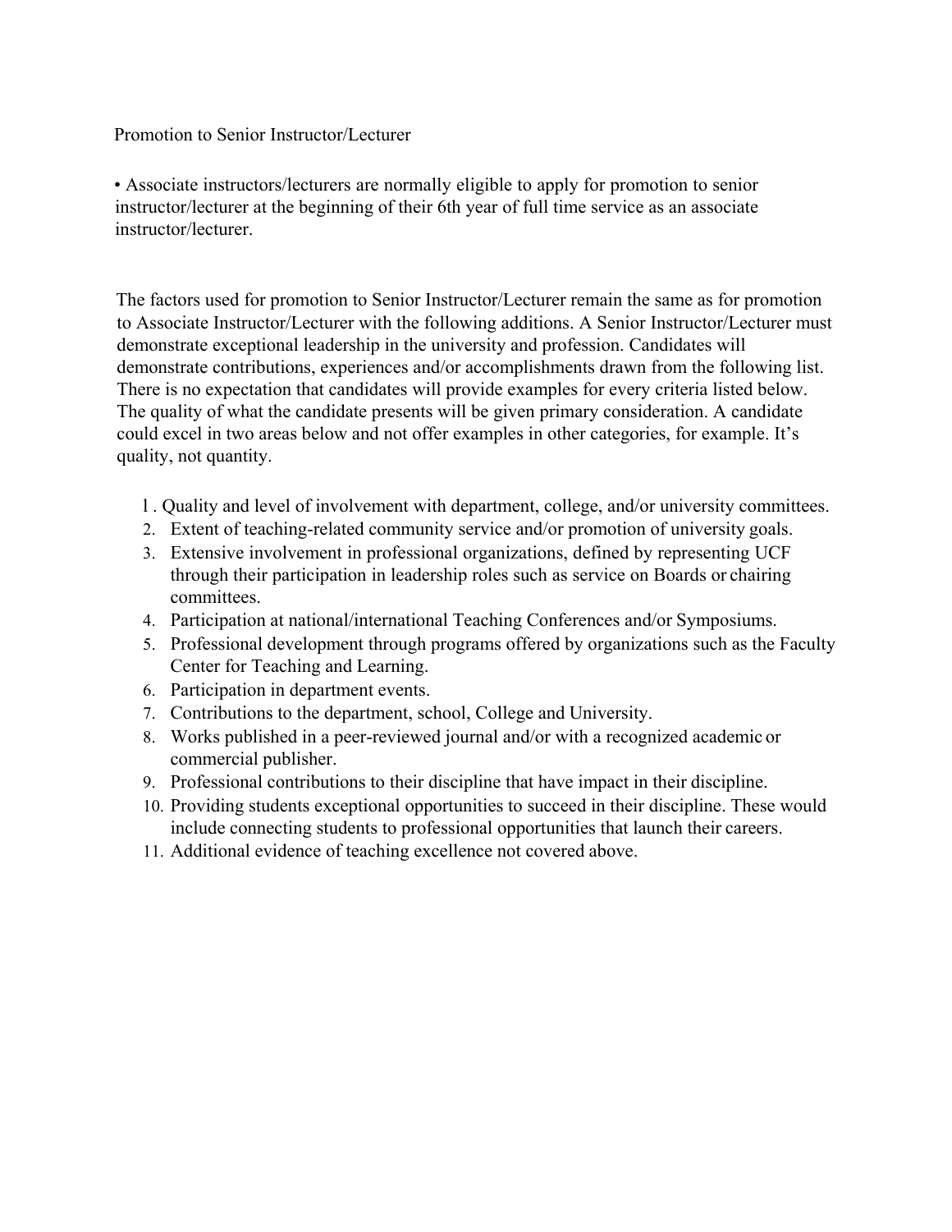Promotion to Senior Instructor/Lecturer

- Associate instructors/lecturers are normally eligible to apply for promotion to senior instructor/lecturer at the beginning of their 6th year of full time service as an associate instructor/lecturer.

The factors used for promotion to Senior Instructor/Lecturer remain the same as for promotion to Associate Instructor/Lecturer with the following additions. A Senior Instructor/Lecturer must demonstrate exceptional leadership in the university and profession. Candidates will demonstrate contributions, experiences and/or accomplishments drawn from the following list. There is no expectation that candidates will provide examples for every criteria listed below. The quality of what the candidate presents will be given primary consideration. A candidate could excel in two areas below and not offer examples in other categories, for example. It's quality, not quantity.

1. Quality and level of involvement with department, college, and/or university committees.
2. Extent of teaching-related community service and/or promotion of university goals.
3. Extensive involvement in professional organizations, defined by representing UCF through their participation in leadership roles such as service on Boards or chairing committees.
4. Participation at national/international Teaching Conferences and/or Symposiums.
5. Professional development through programs offered by organizations such as the Faculty Center for Teaching and Learning.
6. Participation in department events.
7. Contributions to the department, school, College and University.
8. Works published in a peer-reviewed journal and/or with a recognized academic or commercial publisher.
9. Professional contributions to their discipline that have impact in their discipline.
10. Providing students exceptional opportunities to succeed in their discipline. These would include connecting students to professional opportunities that launch their careers.
11. Additional evidence of teaching excellence not covered above.